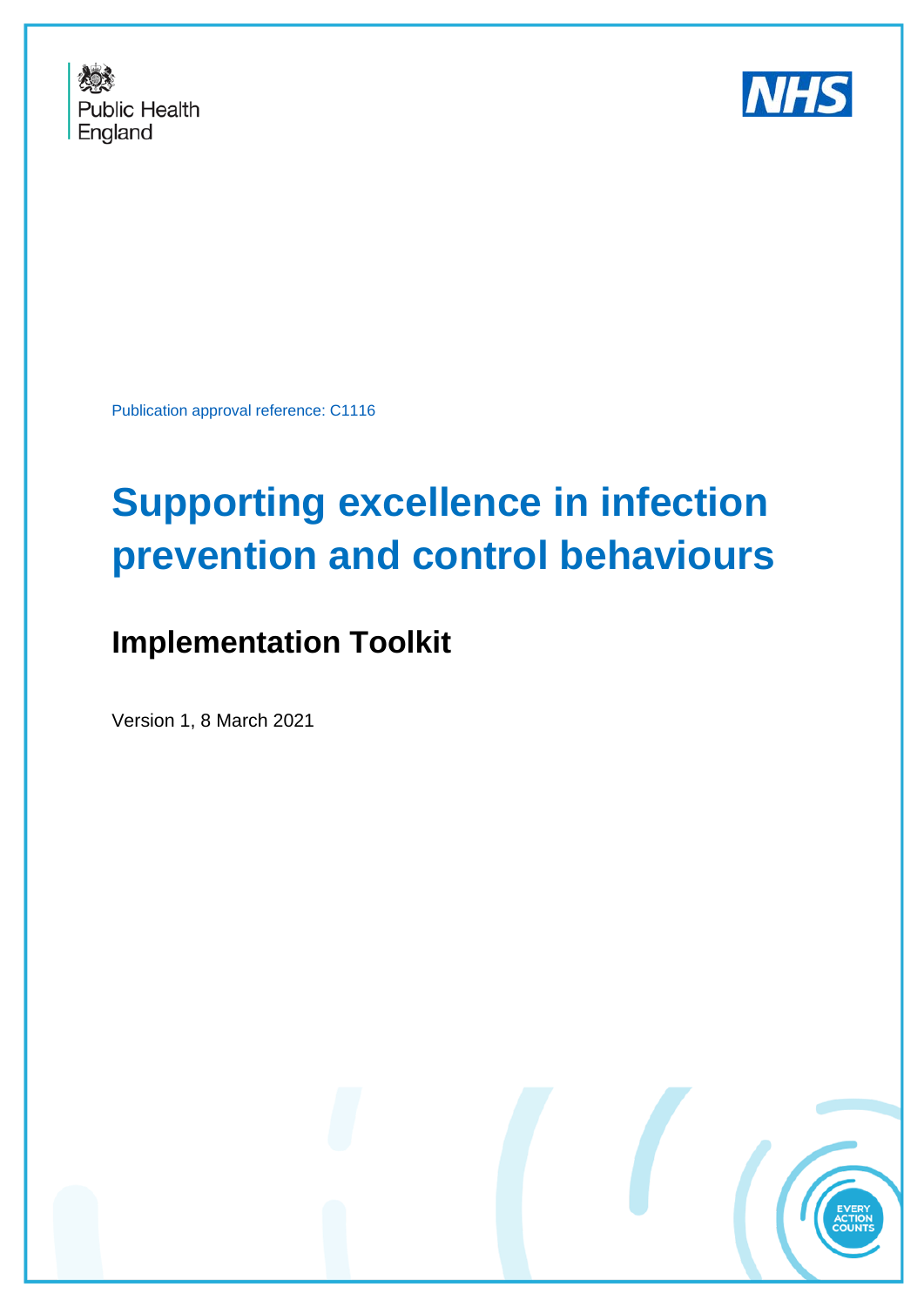Public Health England

NHS

Publication approval reference: C1116

# Supporting excellence in infection prevention and control behaviours

## Implementation Toolkit

Version 1, 8 March 2021

EVERY ACTION COUNTS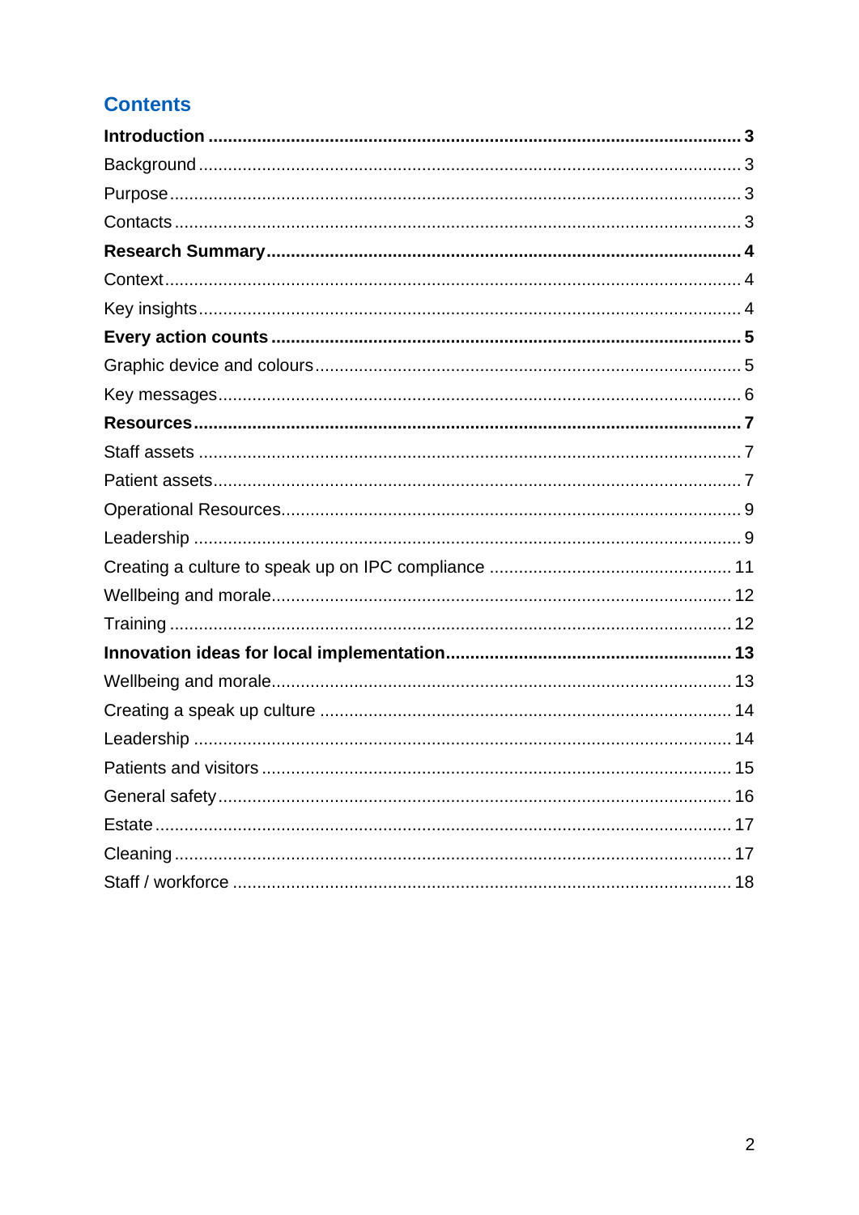## Contents

**Introduction** .......... **3**

Background .......... 3

Purpose .......... 3

Contacts .......... 3

**Research Summary** .......... **4**

Context .......... 4

Key insights .......... 4

**Every action counts** .......... **5**

Graphic device and colours .......... 5

Key messages .......... 6

**Resources** .......... **7**

Staff assets .......... 7

Patient assets .......... 7

Operational Resources .......... 9

Leadership .......... 9

Creating a culture to speak up on IPC compliance .......... 11

Wellbeing and morale .......... 12

Training .......... 12

**Innovation ideas for local implementation** .......... **13**

Wellbeing and morale .......... 13

Creating a speak up culture .......... 14

Leadership .......... 14

Patients and visitors .......... 15

General safety .......... 16

Estate .......... 17

Cleaning .......... 17

Staff / workforce .......... 18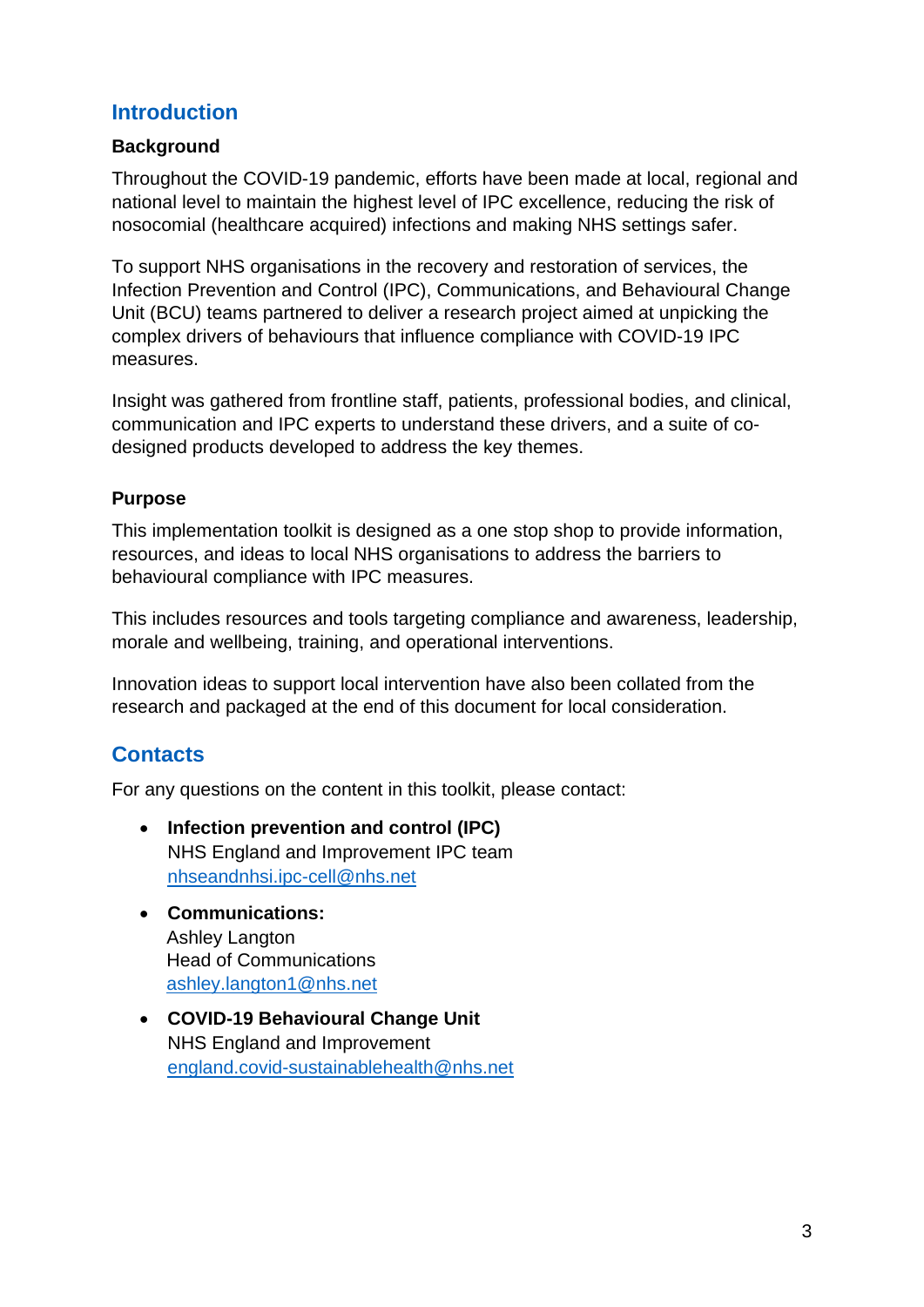## Introduction

### Background

Throughout the COVID-19 pandemic, efforts have been made at local, regional and national level to maintain the highest level of IPC excellence, reducing the risk of nosocomial (healthcare acquired) infections and making NHS settings safer.

To support NHS organisations in the recovery and restoration of services, the Infection Prevention and Control (IPC), Communications, and Behavioural Change Unit (BCU) teams partnered to deliver a research project aimed at unpicking the complex drivers of behaviours that influence compliance with COVID-19 IPC measures.

Insight was gathered from frontline staff, patients, professional bodies, and clinical, communication and IPC experts to understand these drivers, and a suite of co-designed products developed to address the key themes.

### Purpose

This implementation toolkit is designed as a one stop shop to provide information, resources, and ideas to local NHS organisations to address the barriers to behavioural compliance with IPC measures.

This includes resources and tools targeting compliance and awareness, leadership, morale and wellbeing, training, and operational interventions.

Innovation ideas to support local intervention have also been collated from the research and packaged at the end of this document for local consideration.

## Contacts

For any questions on the content in this toolkit, please contact:

- **Infection prevention and control (IPC)**
  NHS England and Improvement IPC team
  nhseandnhsi.ipc-cell@nhs.net
- **Communications:**
  Ashley Langton
  Head of Communications
  ashley.langton1@nhs.net
- **COVID-19 Behavioural Change Unit**
  NHS England and Improvement
  england.covid-sustainablehealth@nhs.net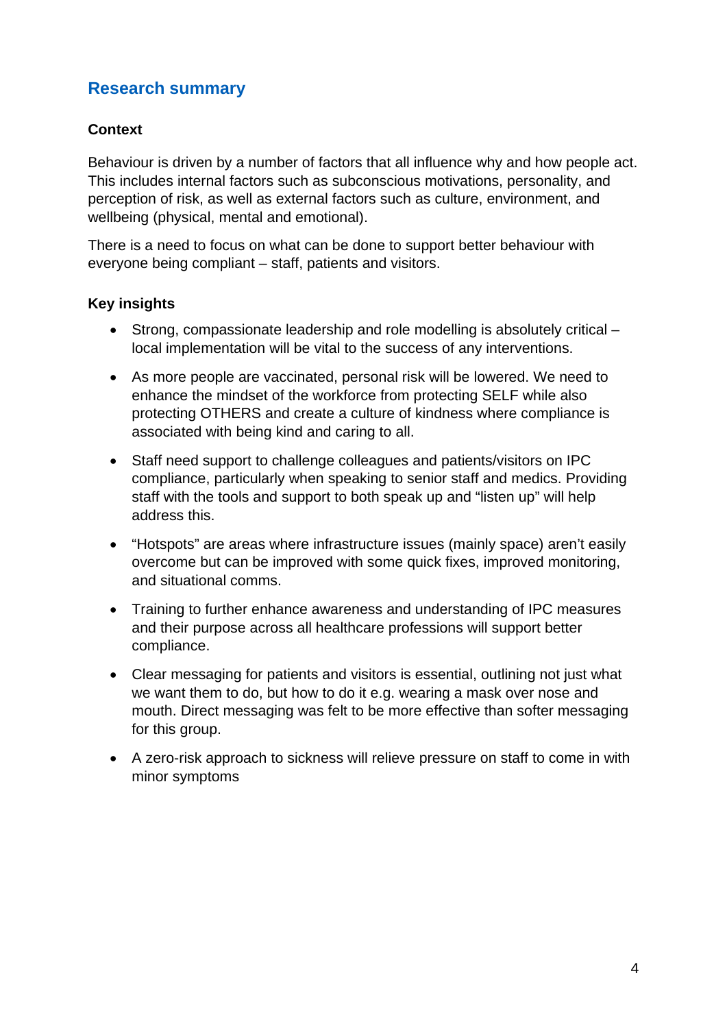## Research summary

### Context

Behaviour is driven by a number of factors that all influence why and how people act. This includes internal factors such as subconscious motivations, personality, and perception of risk, as well as external factors such as culture, environment, and wellbeing (physical, mental and emotional).

There is a need to focus on what can be done to support better behaviour with everyone being compliant – staff, patients and visitors.

### Key insights

- Strong, compassionate leadership and role modelling is absolutely critical – local implementation will be vital to the success of any interventions.
- As more people are vaccinated, personal risk will be lowered. We need to enhance the mindset of the workforce from protecting SELF while also protecting OTHERS and create a culture of kindness where compliance is associated with being kind and caring to all.
- Staff need support to challenge colleagues and patients/visitors on IPC compliance, particularly when speaking to senior staff and medics. Providing staff with the tools and support to both speak up and "listen up" will help address this.
- "Hotspots" are areas where infrastructure issues (mainly space) aren't easily overcome but can be improved with some quick fixes, improved monitoring, and situational comms.
- Training to further enhance awareness and understanding of IPC measures and their purpose across all healthcare professions will support better compliance.
- Clear messaging for patients and visitors is essential, outlining not just what we want them to do, but how to do it e.g. wearing a mask over nose and mouth. Direct messaging was felt to be more effective than softer messaging for this group.
- A zero-risk approach to sickness will relieve pressure on staff to come in with minor symptoms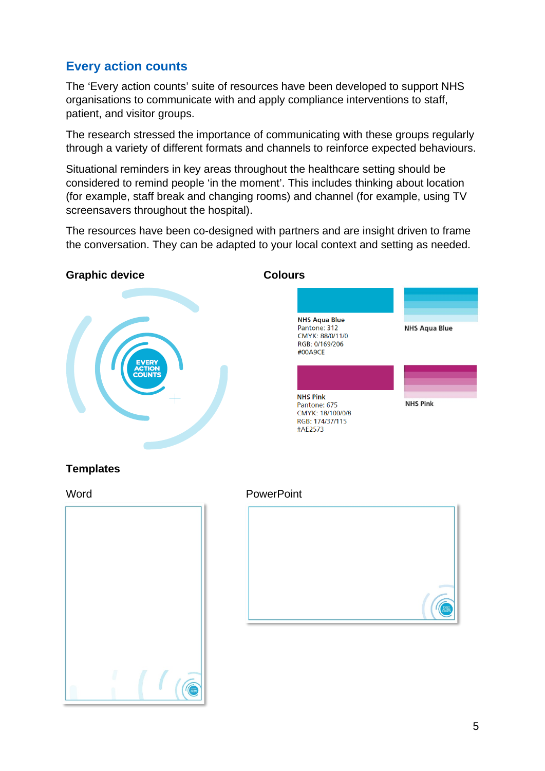## Every action counts

The ‘Every action counts’ suite of resources have been developed to support NHS organisations to communicate with and apply compliance interventions to staff, patient, and visitor groups.

The research stressed the importance of communicating with these groups regularly through a variety of different formats and channels to reinforce expected behaviours.

Situational reminders in key areas throughout the healthcare setting should be considered to remind people ‘in the moment’. This includes thinking about location (for example, staff break and changing rooms) and channel (for example, using TV screensavers throughout the hospital).

The resources have been co-designed with partners and are insight driven to frame the conversation. They can be adapted to your local context and setting as needed.

### Graphic device

EVERY ACTION COUNTS

### Colours

**NHS Aqua Blue**
Pantone: 312
CMYK: 88/0/11/0
RGB: 0/169/206
#00A9CE

**NHS Aqua Blue**

**NHS Pink**
Pantone: 675
CMYK: 18/100/0/8
RGB: 174/37/115
#AE2573

**NHS Pink**

### Templates

Word

PowerPoint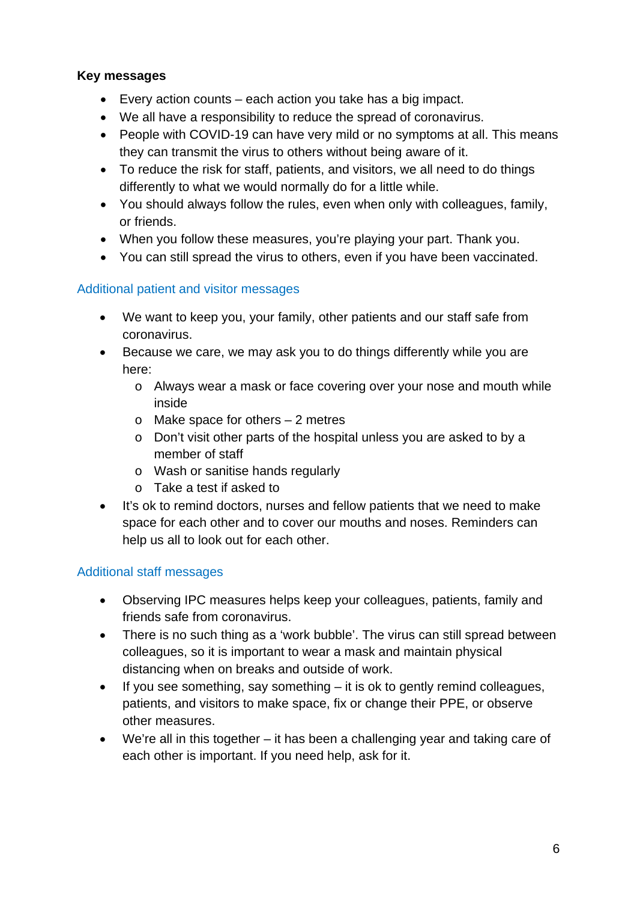**Key messages**

- Every action counts – each action you take has a big impact.
- We all have a responsibility to reduce the spread of coronavirus.
- People with COVID-19 can have very mild or no symptoms at all. This means they can transmit the virus to others without being aware of it.
- To reduce the risk for staff, patients, and visitors, we all need to do things differently to what we would normally do for a little while.
- You should always follow the rules, even when only with colleagues, family, or friends.
- When you follow these measures, you're playing your part. Thank you.
- You can still spread the virus to others, even if you have been vaccinated.

## Additional patient and visitor messages

- We want to keep you, your family, other patients and our staff safe from coronavirus.
- Because we care, we may ask you to do things differently while you are here:
  - Always wear a mask or face covering over your nose and mouth while inside
  - Make space for others – 2 metres
  - Don't visit other parts of the hospital unless you are asked to by a member of staff
  - Wash or sanitise hands regularly
  - Take a test if asked to
- It's ok to remind doctors, nurses and fellow patients that we need to make space for each other and to cover our mouths and noses. Reminders can help us all to look out for each other.

## Additional staff messages

- Observing IPC measures helps keep your colleagues, patients, family and friends safe from coronavirus.
- There is no such thing as a 'work bubble'. The virus can still spread between colleagues, so it is important to wear a mask and maintain physical distancing when on breaks and outside of work.
- If you see something, say something – it is ok to gently remind colleagues, patients, and visitors to make space, fix or change their PPE, or observe other measures.
- We're all in this together – it has been a challenging year and taking care of each other is important. If you need help, ask for it.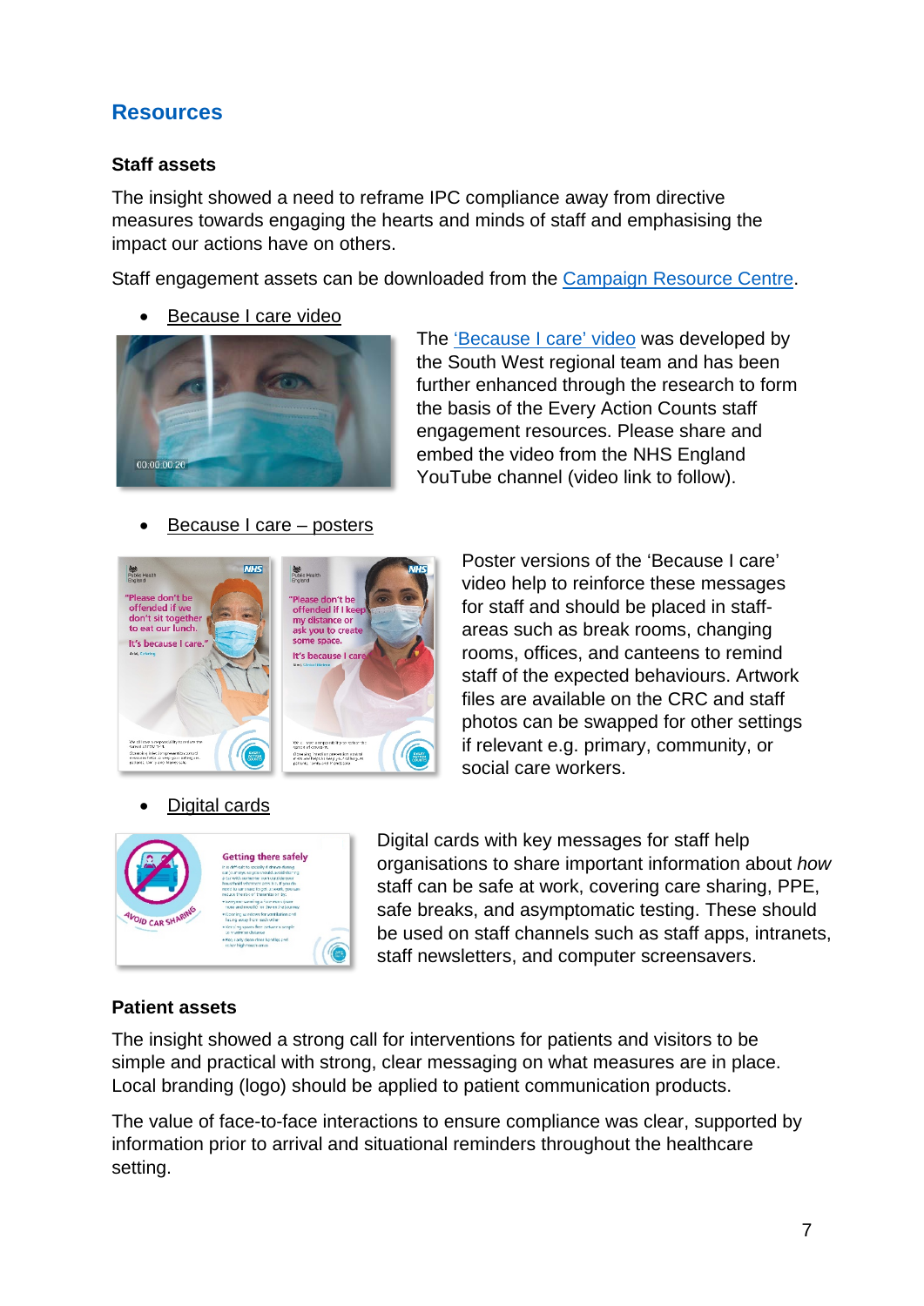## Resources

### Staff assets

The insight showed a need to reframe IPC compliance away from directive measures towards engaging the hearts and minds of staff and emphasising the impact our actions have on others.

Staff engagement assets can be downloaded from the Campaign Resource Centre.

- Because I care video

The 'Because I care' video was developed by the South West regional team and has been further enhanced through the research to form the basis of the Every Action Counts staff engagement resources. Please share and embed the video from the NHS England YouTube channel (video link to follow).

- Because I care – posters

Poster versions of the 'Because I care' video help to reinforce these messages for staff and should be placed in staff-areas such as break rooms, changing rooms, offices, and canteens to remind staff of the expected behaviours. Artwork files are available on the CRC and staff photos can be swapped for other settings if relevant e.g. primary, community, or social care workers.

- Digital cards

Digital cards with key messages for staff help organisations to share important information about *how* staff can be safe at work, covering care sharing, PPE, safe breaks, and asymptomatic testing. These should be used on staff channels such as staff apps, intranets, staff newsletters, and computer screensavers.

### Patient assets

The insight showed a strong call for interventions for patients and visitors to be simple and practical with strong, clear messaging on what measures are in place. Local branding (logo) should be applied to patient communication products.

The value of face-to-face interactions to ensure compliance was clear, supported by information prior to arrival and situational reminders throughout the healthcare setting.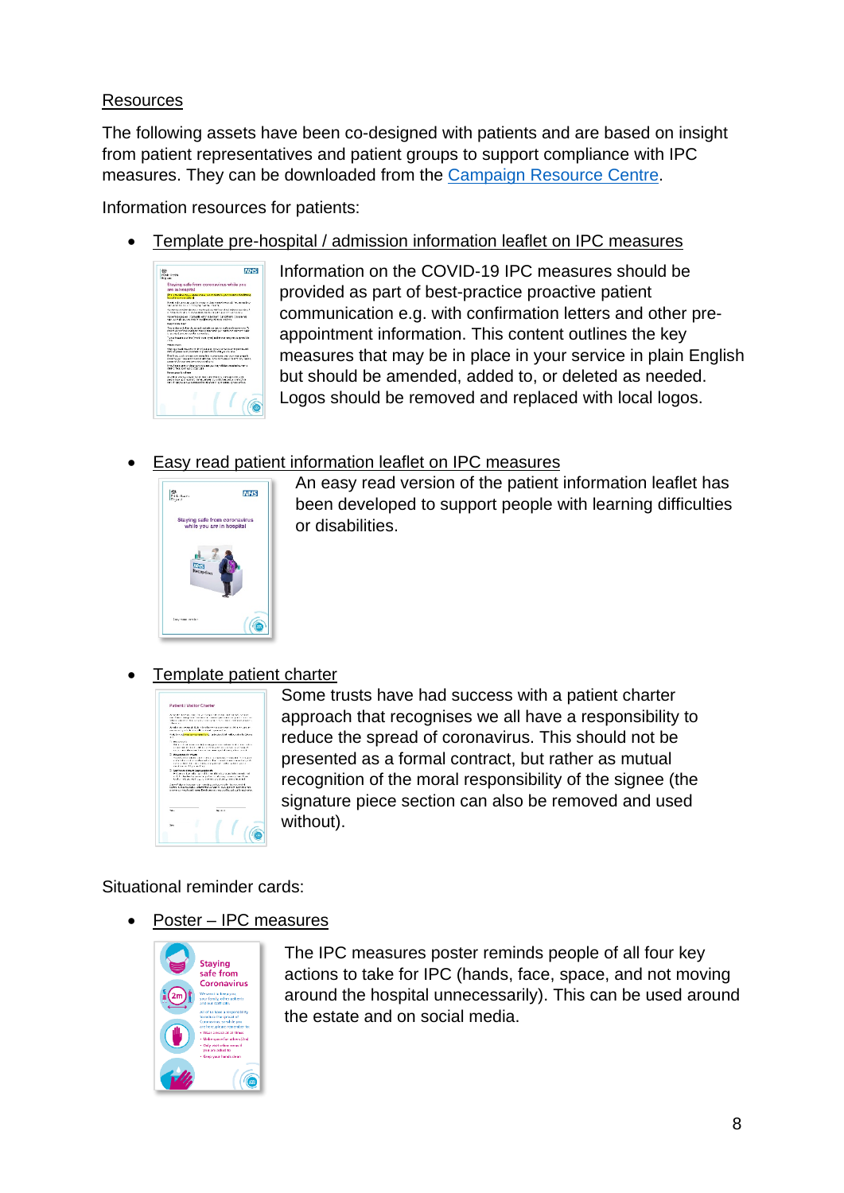Resources

The following assets have been co-designed with patients and are based on insight from patient representatives and patient groups to support compliance with IPC measures. They can be downloaded from the Campaign Resource Centre.

Information resources for patients:

- Template pre-hospital / admission information leaflet on IPC measures

  Information on the COVID-19 IPC measures should be provided as part of best-practice proactive patient communication e.g. with confirmation letters and other pre-appointment information. This content outlines the key measures that may be in place in your service in plain English but should be amended, added to, or deleted as needed. Logos should be removed and replaced with local logos.

- Easy read patient information leaflet on IPC measures

  An easy read version of the patient information leaflet has been developed to support people with learning difficulties or disabilities.

- Template patient charter

  Some trusts have had success with a patient charter approach that recognises we all have a responsibility to reduce the spread of coronavirus. This should not be presented as a formal contract, but rather as mutual recognition of the moral responsibility of the signee (the signature piece section can also be removed and used without).

Situational reminder cards:

- Poster – IPC measures

  The IPC measures poster reminds people of all four key actions to take for IPC (hands, face, space, and not moving around the hospital unnecessarily). This can be used around the estate and on social media.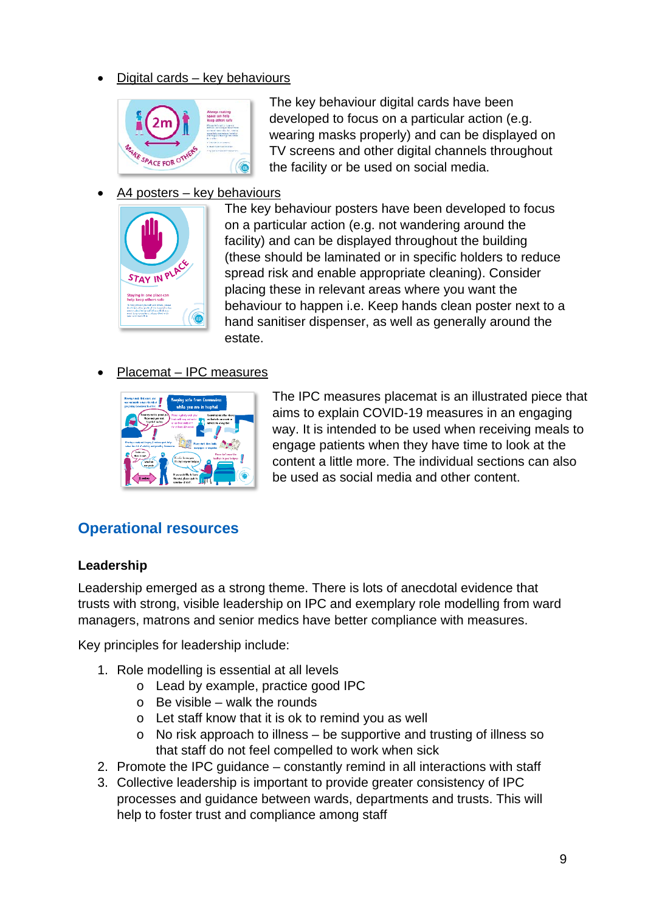- Digital cards – key behaviours

The key behaviour digital cards have been developed to focus on a particular action (e.g. wearing masks properly) and can be displayed on TV screens and other digital channels throughout the facility or be used on social media.

- A4 posters – key behaviours

The key behaviour posters have been developed to focus on a particular action (e.g. not wandering around the facility) and can be displayed throughout the building (these should be laminated or in specific holders to reduce spread risk and enable appropriate cleaning). Consider placing these in relevant areas where you want the behaviour to happen i.e. Keep hands clean poster next to a hand sanitiser dispenser, as well as generally around the estate.

- Placemat – IPC measures

The IPC measures placemat is an illustrated piece that aims to explain COVID-19 measures in an engaging way. It is intended to be used when receiving meals to engage patients when they have time to look at the content a little more. The individual sections can also be used as social media and other content.

## Operational resources

### Leadership

Leadership emerged as a strong theme. There is lots of anecdotal evidence that trusts with strong, visible leadership on IPC and exemplary role modelling from ward managers, matrons and senior medics have better compliance with measures.

Key principles for leadership include:

1. Role modelling is essential at all levels
   - Lead by example, practice good IPC
   - Be visible – walk the rounds
   - Let staff know that it is ok to remind you as well
   - No risk approach to illness – be supportive and trusting of illness so that staff do not feel compelled to work when sick
2. Promote the IPC guidance – constantly remind in all interactions with staff
3. Collective leadership is important to provide greater consistency of IPC processes and guidance between wards, departments and trusts. This will help to foster trust and compliance among staff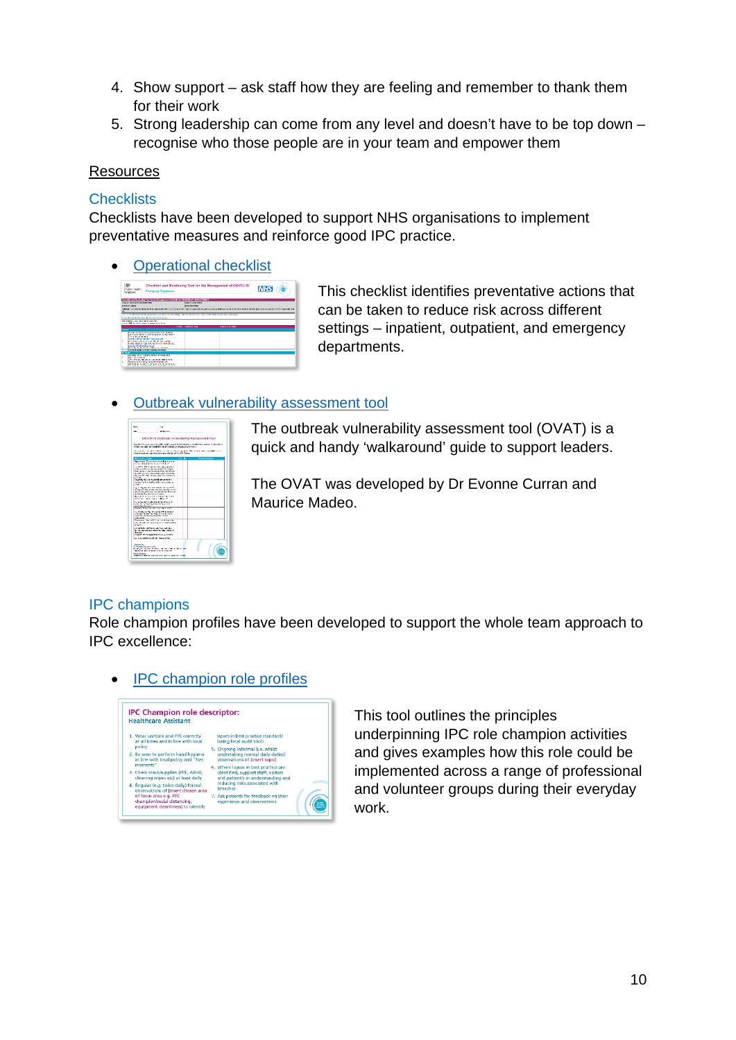4. Show support – ask staff how they are feeling and remember to thank them for their work
5. Strong leadership can come from any level and doesn't have to be top down – recognise who those people are in your team and empower them

Resources

### Checklists

Checklists have been developed to support NHS organisations to implement preventative measures and reinforce good IPC practice.

- Operational checklist

This checklist identifies preventative actions that can be taken to reduce risk across different settings – inpatient, outpatient, and emergency departments.

- Outbreak vulnerability assessment tool

The outbreak vulnerability assessment tool (OVAT) is a quick and handy 'walkaround' guide to support leaders.

The OVAT was developed by Dr Evonne Curran and Maurice Madeo.

### IPC champions

Role champion profiles have been developed to support the whole team approach to IPC excellence:

- IPC champion role profiles

This tool outlines the principles underpinning IPC role champion activities and gives examples how this role could be implemented across a range of professional and volunteer groups during their everyday work.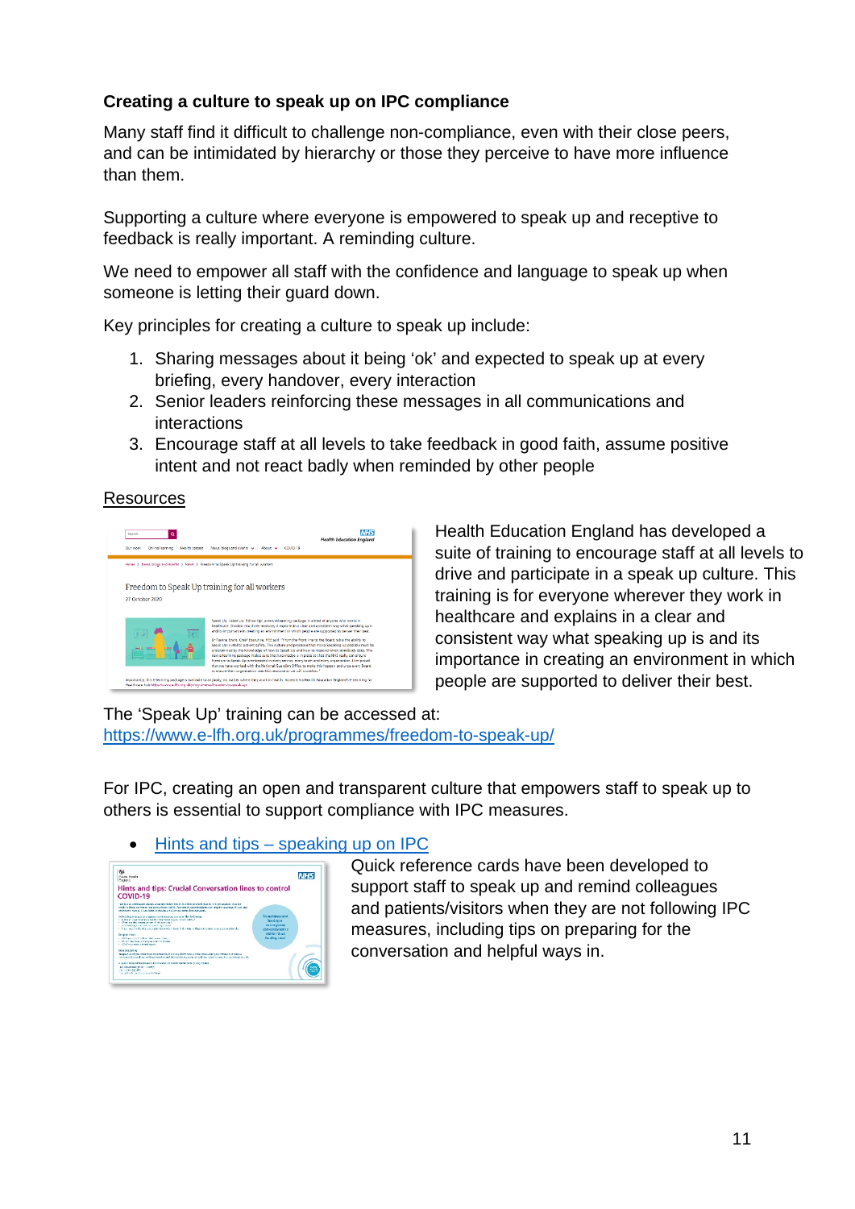### Creating a culture to speak up on IPC compliance

Many staff find it difficult to challenge non-compliance, even with their close peers, and can be intimidated by hierarchy or those they perceive to have more influence than them.

Supporting a culture where everyone is empowered to speak up and receptive to feedback is really important. A reminding culture.

We need to empower all staff with the confidence and language to speak up when someone is letting their guard down.

Key principles for creating a culture to speak up include:

1. Sharing messages about it being 'ok' and expected to speak up at every briefing, every handover, every interaction
2. Senior leaders reinforcing these messages in all communications and interactions
3. Encourage staff at all levels to take feedback in good faith, assume positive intent and not react badly when reminded by other people

Resources

Health Education England has developed a suite of training to encourage staff at all levels to drive and participate in a speak up culture. This training is for everyone wherever they work in healthcare and explains in a clear and consistent way what speaking up is and its importance in creating an environment in which people are supported to deliver their best.

The 'Speak Up' training can be accessed at:
[https://www.e-lfh.org.uk/programmes/freedom-to-speak-up/](https://www.e-lfh.org.uk/programmes/freedom-to-speak-up/)

For IPC, creating an open and transparent culture that empowers staff to speak up to others is essential to support compliance with IPC measures.

- Hints and tips – speaking up on IPC

Quick reference cards have been developed to support staff to speak up and remind colleagues and patients/visitors when they are not following IPC measures, including tips on preparing for the conversation and helpful ways in.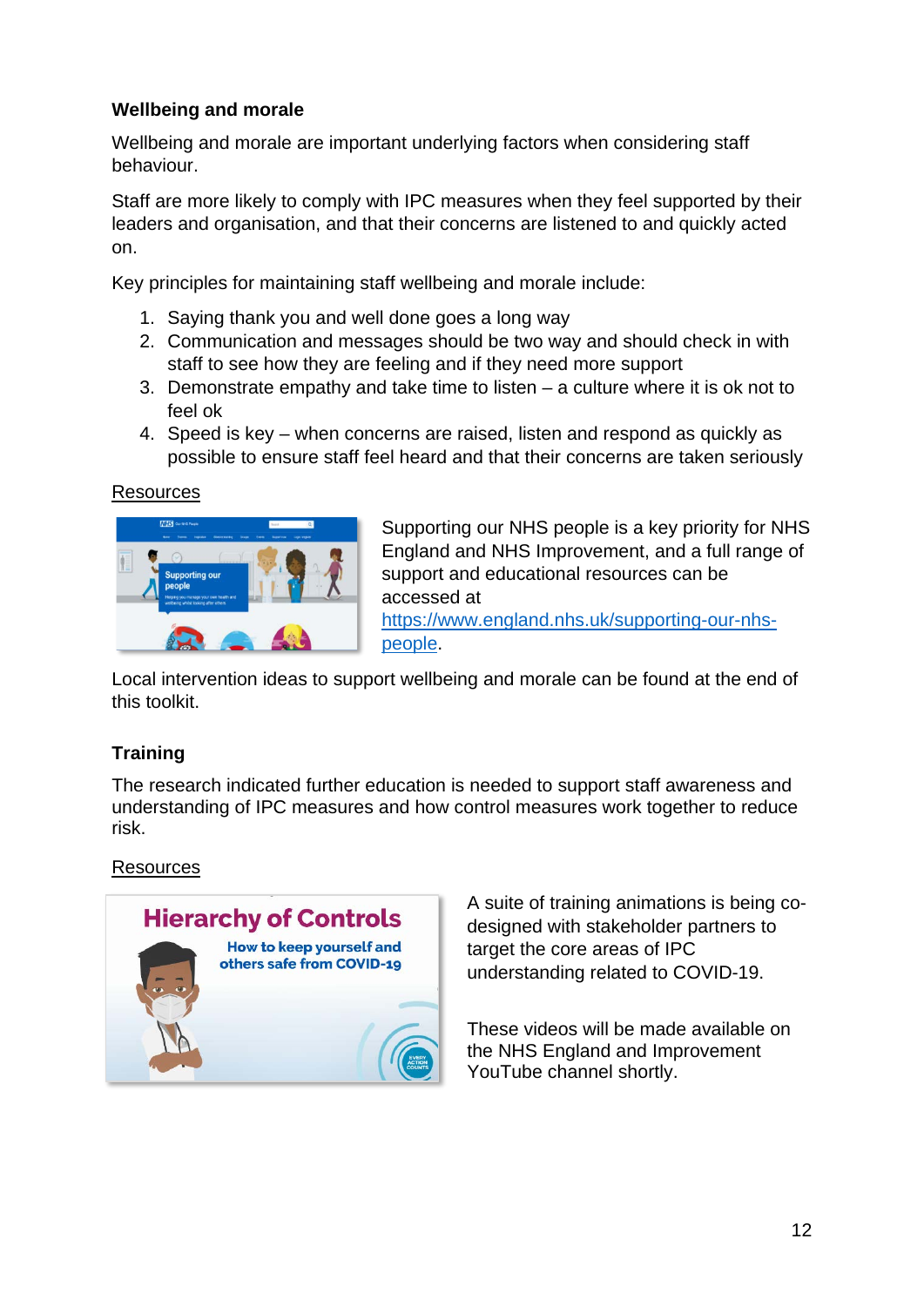### Wellbeing and morale

Wellbeing and morale are important underlying factors when considering staff behaviour.

Staff are more likely to comply with IPC measures when they feel supported by their leaders and organisation, and that their concerns are listened to and quickly acted on.

Key principles for maintaining staff wellbeing and morale include:

1. Saying thank you and well done goes a long way
2. Communication and messages should be two way and should check in with staff to see how they are feeling and if they need more support
3. Demonstrate empathy and take time to listen – a culture where it is ok not to feel ok
4. Speed is key – when concerns are raised, listen and respond as quickly as possible to ensure staff feel heard and that their concerns are taken seriously

Resources

Supporting our NHS people is a key priority for NHS England and NHS Improvement, and a full range of support and educational resources can be accessed at [https://www.england.nhs.uk/supporting-our-nhs-people](https://www.england.nhs.uk/supporting-our-nhs-people).

Local intervention ideas to support wellbeing and morale can be found at the end of this toolkit.

### Training

The research indicated further education is needed to support staff awareness and understanding of IPC measures and how control measures work together to reduce risk.

Resources

A suite of training animations is being co-designed with stakeholder partners to target the core areas of IPC understanding related to COVID-19.

These videos will be made available on the NHS England and Improvement YouTube channel shortly.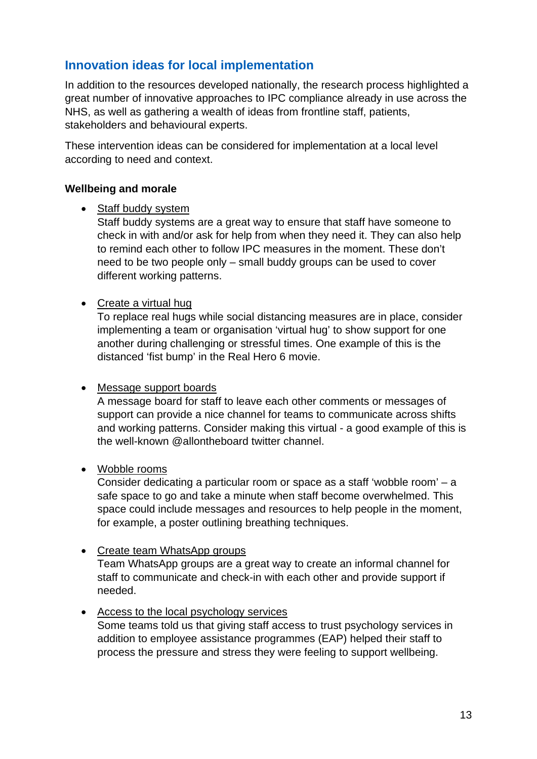## Innovation ideas for local implementation

In addition to the resources developed nationally, the research process highlighted a great number of innovative approaches to IPC compliance already in use across the NHS, as well as gathering a wealth of ideas from frontline staff, patients, stakeholders and behavioural experts.

These intervention ideas can be considered for implementation at a local level according to need and context.

**Wellbeing and morale**

- Staff buddy system
  Staff buddy systems are a great way to ensure that staff have someone to check in with and/or ask for help from when they need it. They can also help to remind each other to follow IPC measures in the moment. These don't need to be two people only – small buddy groups can be used to cover different working patterns.

- Create a virtual hug
  To replace real hugs while social distancing measures are in place, consider implementing a team or organisation 'virtual hug' to show support for one another during challenging or stressful times. One example of this is the distanced 'fist bump' in the Real Hero 6 movie.

- Message support boards
  A message board for staff to leave each other comments or messages of support can provide a nice channel for teams to communicate across shifts and working patterns. Consider making this virtual - a good example of this is the well-known @allontheboard twitter channel.

- Wobble rooms
  Consider dedicating a particular room or space as a staff 'wobble room' – a safe space to go and take a minute when staff become overwhelmed. This space could include messages and resources to help people in the moment, for example, a poster outlining breathing techniques.

- Create team WhatsApp groups
  Team WhatsApp groups are a great way to create an informal channel for staff to communicate and check-in with each other and provide support if needed.

- Access to the local psychology services
  Some teams told us that giving staff access to trust psychology services in addition to employee assistance programmes (EAP) helped their staff to process the pressure and stress they were feeling to support wellbeing.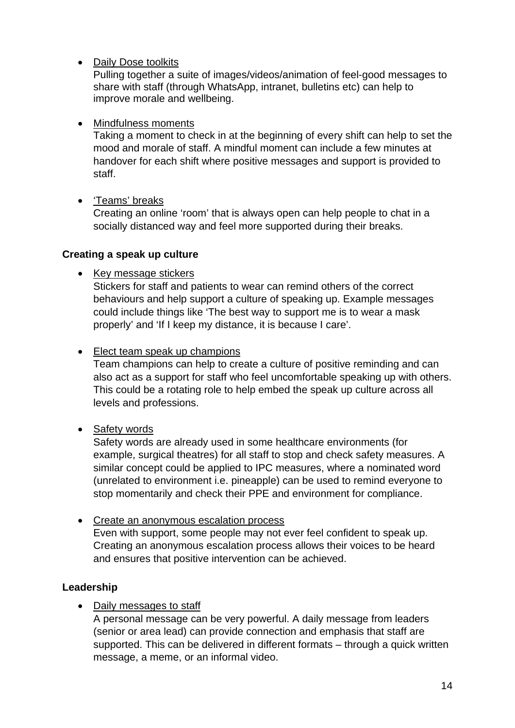- Daily Dose toolkits
  Pulling together a suite of images/videos/animation of feel-good messages to share with staff (through WhatsApp, intranet, bulletins etc) can help to improve morale and wellbeing.

- Mindfulness moments
  Taking a moment to check in at the beginning of every shift can help to set the mood and morale of staff. A mindful moment can include a few minutes at handover for each shift where positive messages and support is provided to staff.

- 'Teams' breaks
  Creating an online 'room' that is always open can help people to chat in a socially distanced way and feel more supported during their breaks.

**Creating a speak up culture**

- Key message stickers
  Stickers for staff and patients to wear can remind others of the correct behaviours and help support a culture of speaking up. Example messages could include things like 'The best way to support me is to wear a mask properly' and 'If I keep my distance, it is because I care'.

- Elect team speak up champions
  Team champions can help to create a culture of positive reminding and can also act as a support for staff who feel uncomfortable speaking up with others. This could be a rotating role to help embed the speak up culture across all levels and professions.

- Safety words
  Safety words are already used in some healthcare environments (for example, surgical theatres) for all staff to stop and check safety measures. A similar concept could be applied to IPC measures, where a nominated word (unrelated to environment i.e. pineapple) can be used to remind everyone to stop momentarily and check their PPE and environment for compliance.

- Create an anonymous escalation process
  Even with support, some people may not ever feel confident to speak up. Creating an anonymous escalation process allows their voices to be heard and ensures that positive intervention can be achieved.

**Leadership**

- Daily messages to staff
  A personal message can be very powerful. A daily message from leaders (senior or area lead) can provide connection and emphasis that staff are supported. This can be delivered in different formats – through a quick written message, a meme, or an informal video.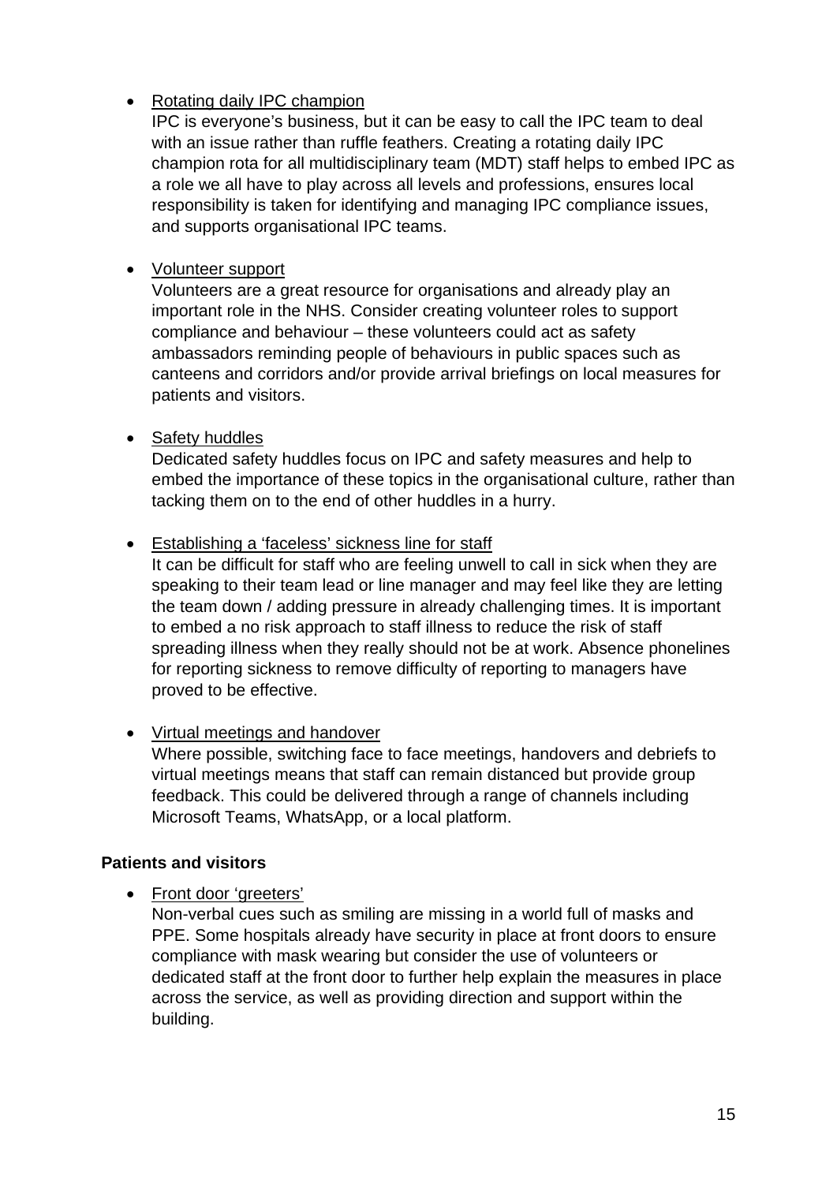- Rotating daily IPC champion
  IPC is everyone's business, but it can be easy to call the IPC team to deal with an issue rather than ruffle feathers. Creating a rotating daily IPC champion rota for all multidisciplinary team (MDT) staff helps to embed IPC as a role we all have to play across all levels and professions, ensures local responsibility is taken for identifying and managing IPC compliance issues, and supports organisational IPC teams.

- Volunteer support
  Volunteers are a great resource for organisations and already play an important role in the NHS. Consider creating volunteer roles to support compliance and behaviour – these volunteers could act as safety ambassadors reminding people of behaviours in public spaces such as canteens and corridors and/or provide arrival briefings on local measures for patients and visitors.

- Safety huddles
  Dedicated safety huddles focus on IPC and safety measures and help to embed the importance of these topics in the organisational culture, rather than tacking them on to the end of other huddles in a hurry.

- Establishing a 'faceless' sickness line for staff
  It can be difficult for staff who are feeling unwell to call in sick when they are speaking to their team lead or line manager and may feel like they are letting the team down / adding pressure in already challenging times. It is important to embed a no risk approach to staff illness to reduce the risk of staff spreading illness when they really should not be at work. Absence phonelines for reporting sickness to remove difficulty of reporting to managers have proved to be effective.

- Virtual meetings and handover
  Where possible, switching face to face meetings, handovers and debriefs to virtual meetings means that staff can remain distanced but provide group feedback. This could be delivered through a range of channels including Microsoft Teams, WhatsApp, or a local platform.

**Patients and visitors**

- Front door 'greeters'
  Non-verbal cues such as smiling are missing in a world full of masks and PPE. Some hospitals already have security in place at front doors to ensure compliance with mask wearing but consider the use of volunteers or dedicated staff at the front door to further help explain the measures in place across the service, as well as providing direction and support within the building.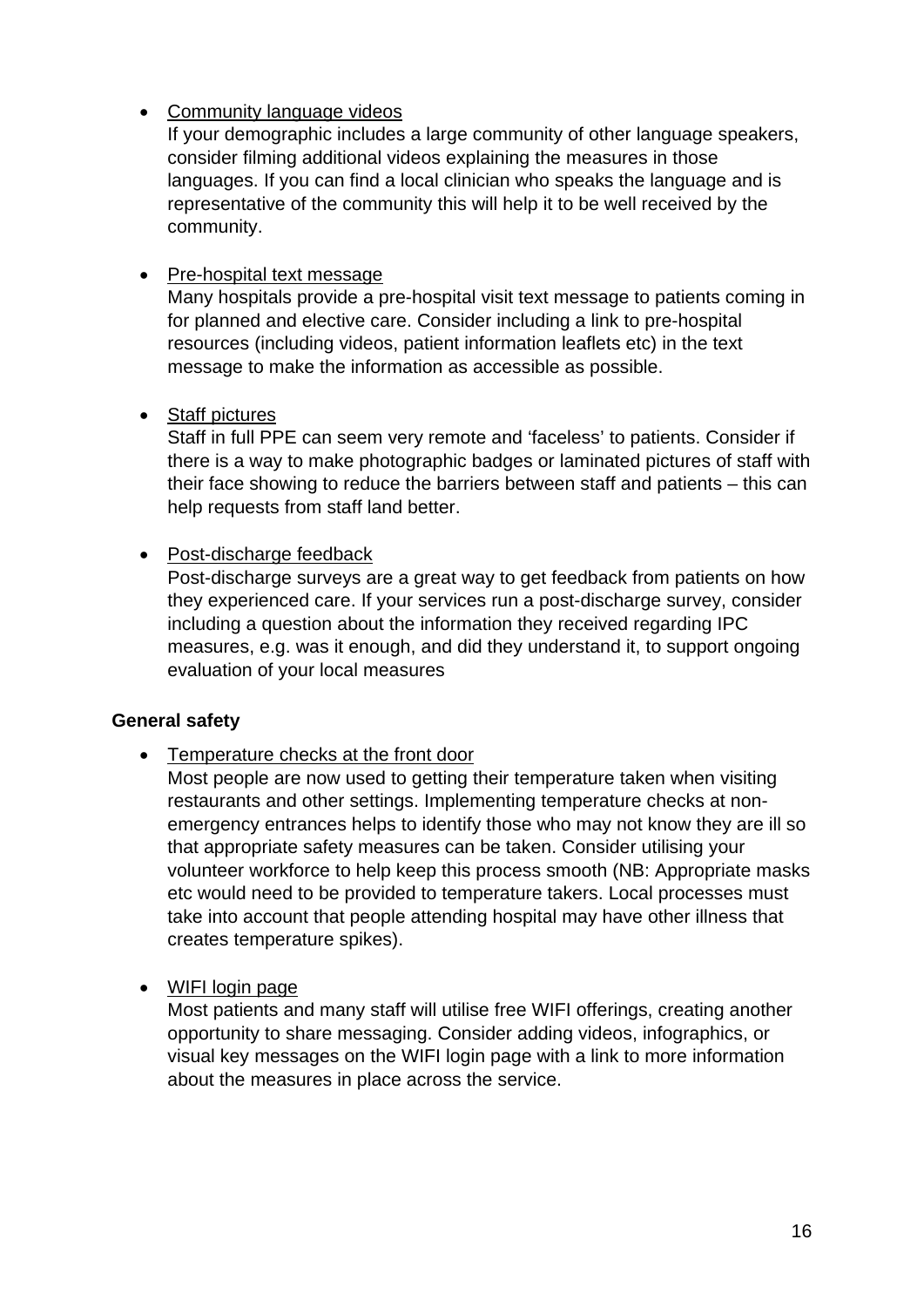- Community language videos
  If your demographic includes a large community of other language speakers, consider filming additional videos explaining the measures in those languages. If you can find a local clinician who speaks the language and is representative of the community this will help it to be well received by the community.

- Pre-hospital text message
  Many hospitals provide a pre-hospital visit text message to patients coming in for planned and elective care. Consider including a link to pre-hospital resources (including videos, patient information leaflets etc) in the text message to make the information as accessible as possible.

- Staff pictures
  Staff in full PPE can seem very remote and 'faceless' to patients. Consider if there is a way to make photographic badges or laminated pictures of staff with their face showing to reduce the barriers between staff and patients – this can help requests from staff land better.

- Post-discharge feedback
  Post-discharge surveys are a great way to get feedback from patients on how they experienced care. If your services run a post-discharge survey, consider including a question about the information they received regarding IPC measures, e.g. was it enough, and did they understand it, to support ongoing evaluation of your local measures

**General safety**

- Temperature checks at the front door
  Most people are now used to getting their temperature taken when visiting restaurants and other settings. Implementing temperature checks at non-emergency entrances helps to identify those who may not know they are ill so that appropriate safety measures can be taken. Consider utilising your volunteer workforce to help keep this process smooth (NB: Appropriate masks etc would need to be provided to temperature takers. Local processes must take into account that people attending hospital may have other illness that creates temperature spikes).

- WIFI login page
  Most patients and many staff will utilise free WIFI offerings, creating another opportunity to share messaging. Consider adding videos, infographics, or visual key messages on the WIFI login page with a link to more information about the measures in place across the service.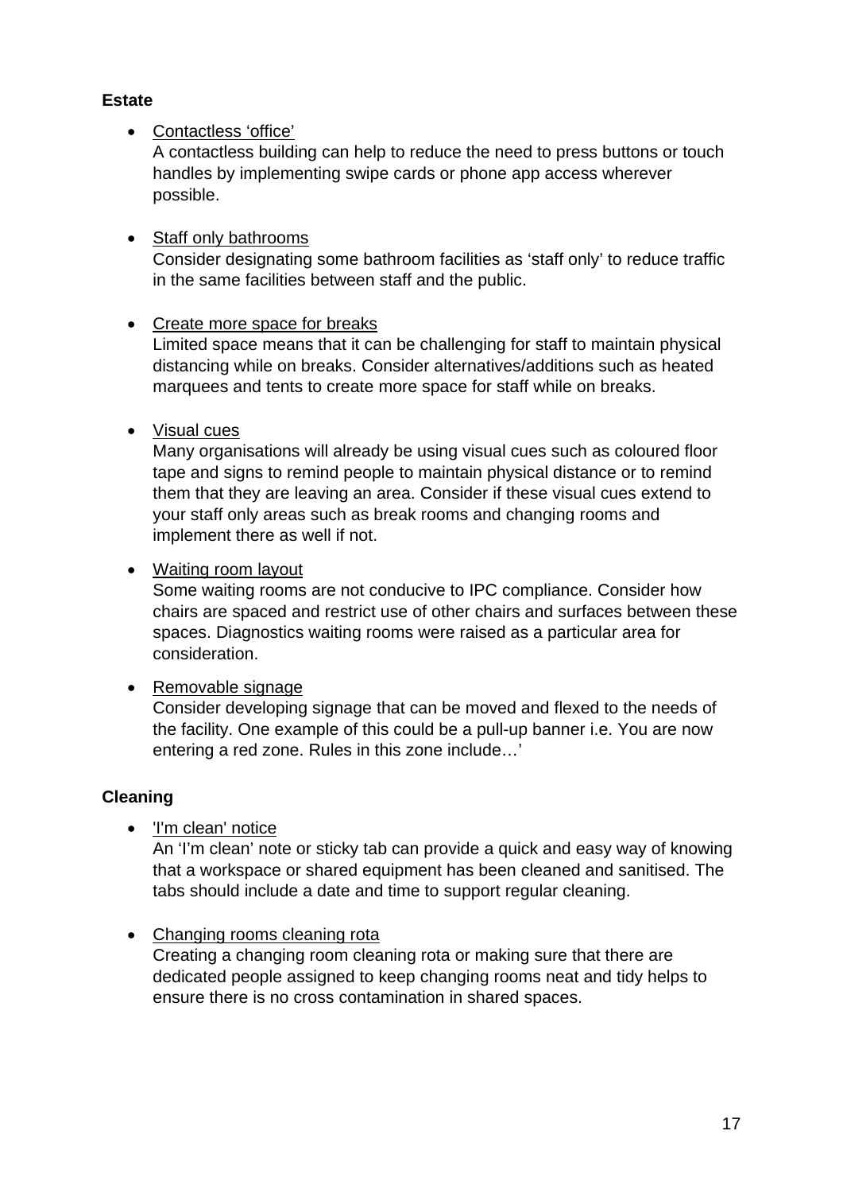**Estate**

- Contactless 'office'
  A contactless building can help to reduce the need to press buttons or touch handles by implementing swipe cards or phone app access wherever possible.

- Staff only bathrooms
  Consider designating some bathroom facilities as 'staff only' to reduce traffic in the same facilities between staff and the public.

- Create more space for breaks
  Limited space means that it can be challenging for staff to maintain physical distancing while on breaks. Consider alternatives/additions such as heated marquees and tents to create more space for staff while on breaks.

- Visual cues
  Many organisations will already be using visual cues such as coloured floor tape and signs to remind people to maintain physical distance or to remind them that they are leaving an area. Consider if these visual cues extend to your staff only areas such as break rooms and changing rooms and implement there as well if not.

- Waiting room layout
  Some waiting rooms are not conducive to IPC compliance. Consider how chairs are spaced and restrict use of other chairs and surfaces between these spaces. Diagnostics waiting rooms were raised as a particular area for consideration.

- Removable signage
  Consider developing signage that can be moved and flexed to the needs of the facility. One example of this could be a pull-up banner i.e. You are now entering a red zone. Rules in this zone include…'

**Cleaning**

- 'I'm clean' notice
  An 'I'm clean' note or sticky tab can provide a quick and easy way of knowing that a workspace or shared equipment has been cleaned and sanitised. The tabs should include a date and time to support regular cleaning.

- Changing rooms cleaning rota
  Creating a changing room cleaning rota or making sure that there are dedicated people assigned to keep changing rooms neat and tidy helps to ensure there is no cross contamination in shared spaces.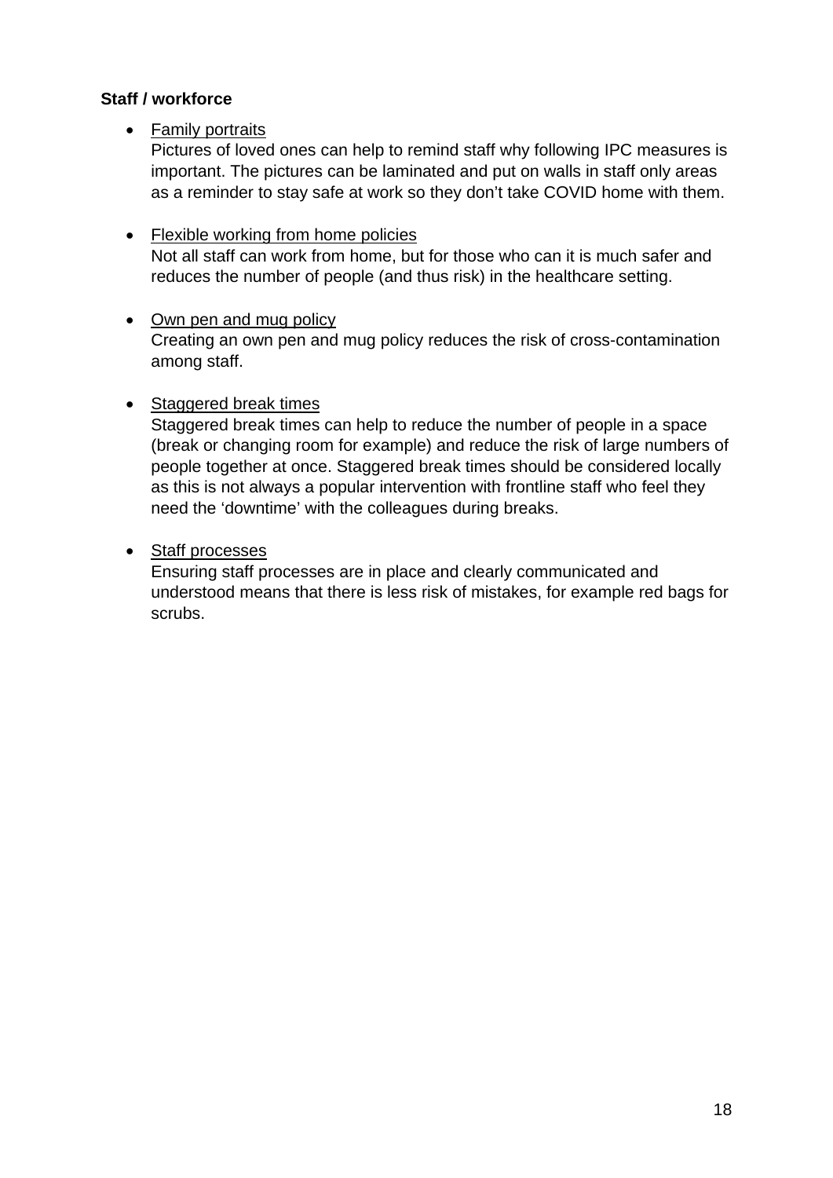**Staff / workforce**

- Family portraits
  Pictures of loved ones can help to remind staff why following IPC measures is important. The pictures can be laminated and put on walls in staff only areas as a reminder to stay safe at work so they don't take COVID home with them.

- Flexible working from home policies
  Not all staff can work from home, but for those who can it is much safer and reduces the number of people (and thus risk) in the healthcare setting.

- Own pen and mug policy
  Creating an own pen and mug policy reduces the risk of cross-contamination among staff.

- Staggered break times
  Staggered break times can help to reduce the number of people in a space (break or changing room for example) and reduce the risk of large numbers of people together at once. Staggered break times should be considered locally as this is not always a popular intervention with frontline staff who feel they need the 'downtime' with the colleagues during breaks.

- Staff processes
  Ensuring staff processes are in place and clearly communicated and understood means that there is less risk of mistakes, for example red bags for scrubs.